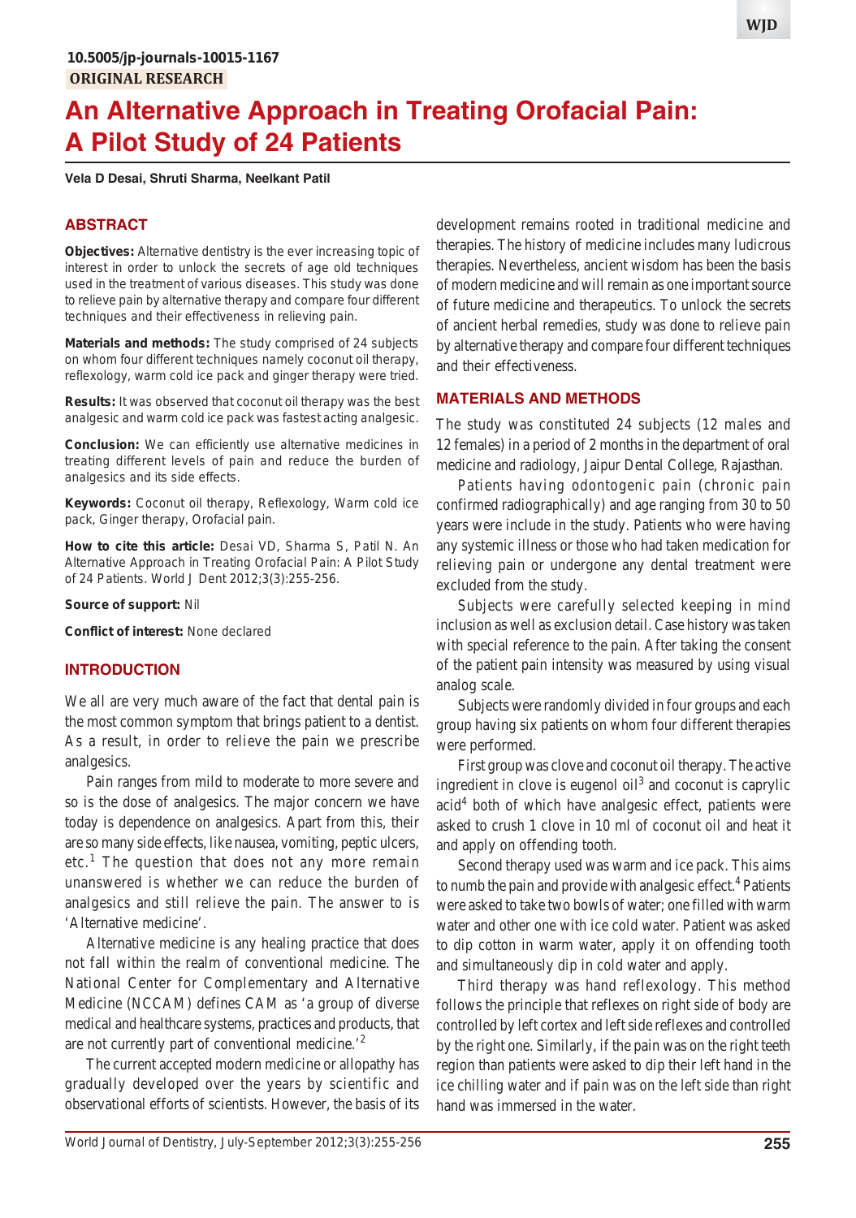10.5005/jp-journals-10015-1167

ORIGINAL RESEARCH

# An Alternative Approach in Treating Orofacial Pain: A Pilot Study of 24 Patients

**Vela D Desai, Shruti Sharma, Neelkant Patil**

## ABSTRACT

**Objectives:** Alternative dentistry is the ever increasing topic of interest in order to unlock the secrets of age old techniques used in the treatment of various diseases. This study was done to relieve pain by alternative therapy and compare four different techniques and their effectiveness in relieving pain.

**Materials and methods:** The study comprised of 24 subjects on whom four different techniques namely coconut oil therapy, reflexology, warm cold ice pack and ginger therapy were tried.

**Results:** It was observed that coconut oil therapy was the best analgesic and warm cold ice pack was fastest acting analgesic.

**Conclusion:** We can efficiently use alternative medicines in treating different levels of pain and reduce the burden of analgesics and its side effects.

**Keywords:** Coconut oil therapy, Reflexology, Warm cold ice pack, Ginger therapy, Orofacial pain.

**How to cite this article:** Desai VD, Sharma S, Patil N. An Alternative Approach in Treating Orofacial Pain: A Pilot Study of 24 Patients. World J Dent 2012;3(3):255-256.

**Source of support:** Nil

**Conflict of interest:** None declared

## INTRODUCTION

We all are very much aware of the fact that dental pain is the most common symptom that brings patient to a dentist. As a result, in order to relieve the pain we prescribe analgesics.

Pain ranges from mild to moderate to more severe and so is the dose of analgesics. The major concern we have today is dependence on analgesics. Apart from this, their are so many side effects, like nausea, vomiting, peptic ulcers, etc.[1] The question that does not any more remain unanswered is whether we can reduce the burden of analgesics and still relieve the pain. The answer to is 'Alternative medicine'.

Alternative medicine is any healing practice that does not fall within the realm of conventional medicine. The National Center for Complementary and Alternative Medicine (NCCAM) defines CAM as 'a group of diverse medical and healthcare systems, practices and products, that are not currently part of conventional medicine.'[2]

The current accepted modern medicine or allopathy has gradually developed over the years by scientific and observational efforts of scientists. However, the basis of its development remains rooted in traditional medicine and therapies. The history of medicine includes many ludicrous therapies. Nevertheless, ancient wisdom has been the basis of modern medicine and will remain as one important source of future medicine and therapeutics. To unlock the secrets of ancient herbal remedies, study was done to relieve pain by alternative therapy and compare four different techniques and their effectiveness.

## MATERIALS AND METHODS

The study was constituted 24 subjects (12 males and 12 females) in a period of 2 months in the department of oral medicine and radiology, Jaipur Dental College, Rajasthan.

Patients having odontogenic pain (chronic pain confirmed radiographically) and age ranging from 30 to 50 years were include in the study. Patients who were having any systemic illness or those who had taken medication for relieving pain or undergone any dental treatment were excluded from the study.

Subjects were carefully selected keeping in mind inclusion as well as exclusion detail. Case history was taken with special reference to the pain. After taking the consent of the patient pain intensity was measured by using visual analog scale.

Subjects were randomly divided in four groups and each group having six patients on whom four different therapies were performed.

First group was clove and coconut oil therapy. The active ingredient in clove is eugenol oil[3] and coconut is caprylic acid[4] both of which have analgesic effect, patients were asked to crush 1 clove in 10 ml of coconut oil and heat it and apply on offending tooth.

Second therapy used was warm and ice pack. This aims to numb the pain and provide with analgesic effect.[4] Patients were asked to take two bowls of water; one filled with warm water and other one with ice cold water. Patient was asked to dip cotton in warm water, apply it on offending tooth and simultaneously dip in cold water and apply.

Third therapy was hand reflexology. This method follows the principle that reflexes on right side of body are controlled by left cortex and left side reflexes and controlled by the right one. Similarly, if the pain was on the right teeth region than patients were asked to dip their left hand in the ice chilling water and if pain was on the left side than right hand was immersed in the water.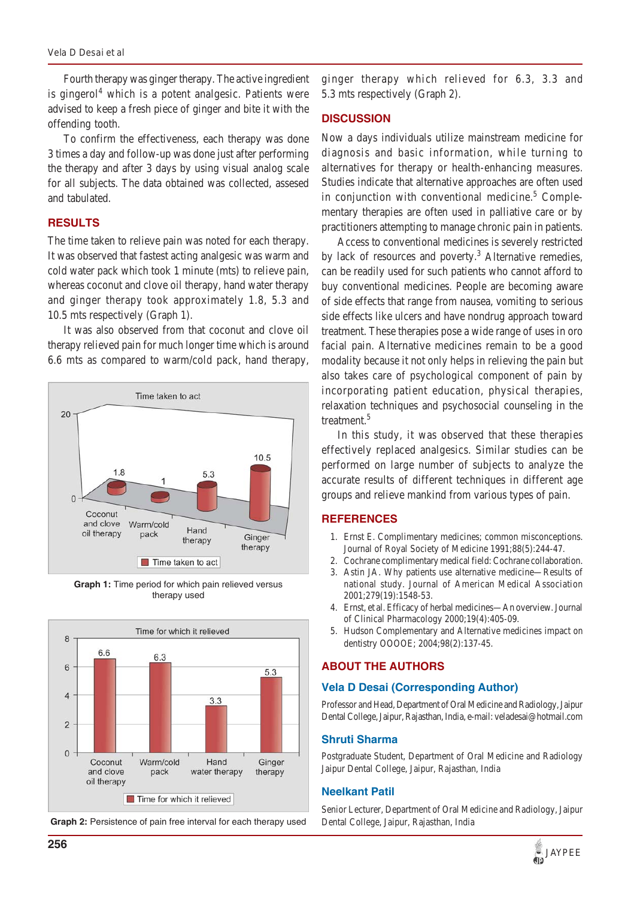Fourth therapy was ginger therapy. The active ingredient is gingerol[4] which is a potent analgesic. Patients were advised to keep a fresh piece of ginger and bite it with the offending tooth.

To confirm the effectiveness, each therapy was done 3 times a day and follow-up was done just after performing the therapy and after 3 days by using visual analog scale for all subjects. The data obtained was collected, assesed and tabulated.

## RESULTS

The time taken to relieve pain was noted for each therapy. It was observed that fastest acting analgesic was warm and cold water pack which took 1 minute (mts) to relieve pain, whereas coconut and clove oil therapy, hand water therapy and ginger therapy took approximately 1.8, 5.3 and 10.5 mts respectively (Graph 1).

It was also observed from that coconut and clove oil therapy relieved pain for much longer time which is around 6.6 mts as compared to warm/cold pack, hand therapy, ginger therapy which relieved for 6.3, 3.3 and 5.3 mts respectively (Graph 2).

Time taken to act

20

0

1.8

1

5.3

10.5

Coconut and clove oil therapy

Warm/cold pack

Hand therapy

Ginger therapy

Time taken to act

**Graph 1:** Time period for which pain relieved versus therapy used

Time for which it relieved

8

6

4

2

0

6.6

6.3

3.3

5.3

Coconut and clove oil therapy

Warm/cold pack

Hand water therapy

Ginger therapy

Time for which it relieved

**Graph 2:** Persistence of pain free interval for each therapy used

## DISCUSSION

Now a days individuals utilize mainstream medicine for diagnosis and basic information, while turning to alternatives for therapy or health-enhancing measures. Studies indicate that alternative approaches are often used in conjunction with conventional medicine.[5] Complementary therapies are often used in palliative care or by practitioners attempting to manage chronic pain in patients.

Access to conventional medicines is severely restricted by lack of resources and poverty.[3] Alternative remedies, can be readily used for such patients who cannot afford to buy conventional medicines. People are becoming aware of side effects that range from nausea, vomiting to serious side effects like ulcers and have nondrug approach toward treatment. These therapies pose a wide range of uses in oro facial pain. Alternative medicines remain to be a good modality because it not only helps in relieving the pain but also takes care of psychological component of pain by incorporating patient education, physical therapies, relaxation techniques and psychosocial counseling in the treatment.[5]

In this study, it was observed that these therapies effectively replaced analgesics. Similar studies can be performed on large number of subjects to analyze the accurate results of different techniques in different age groups and relieve mankind from various types of pain.

## REFERENCES

1. Ernst E. Complimentary medicines; common misconsceptions. Journal of Royal Society of Medicine 1991;88(5):244-47.
2. Cochrane complimentary medical field: Cochrane collaboration.
3. Astin JA. Why patients use alternative medicine—Results of national study. Journal of American Medical Association 2001;279(19):1548-53.
4. Ernst, et al. Efficacy of herbal medicines—An overview. Journal of Clinical Pharmacology 2000;19(4):405-09.
5. Hudson Complementary and Alternative medicines impact on dentistry OOOOE; 2004;98(2):137-45.

## ABOUT THE AUTHORS

### Vela D Desai (Corresponding Author)

Professor and Head, Department of Oral Medicine and Radiology, Jaipur Dental College, Jaipur, Rajasthan, India, e-mail: veladesai@hotmail.com

### Shruti Sharma

Postgraduate Student, Department of Oral Medicine and Radiology Jaipur Dental College, Jaipur, Rajasthan, India

### Neelkant Patil

Senior Lecturer, Department of Oral Medicine and Radiology, Jaipur Dental College, Jaipur, Rajasthan, India